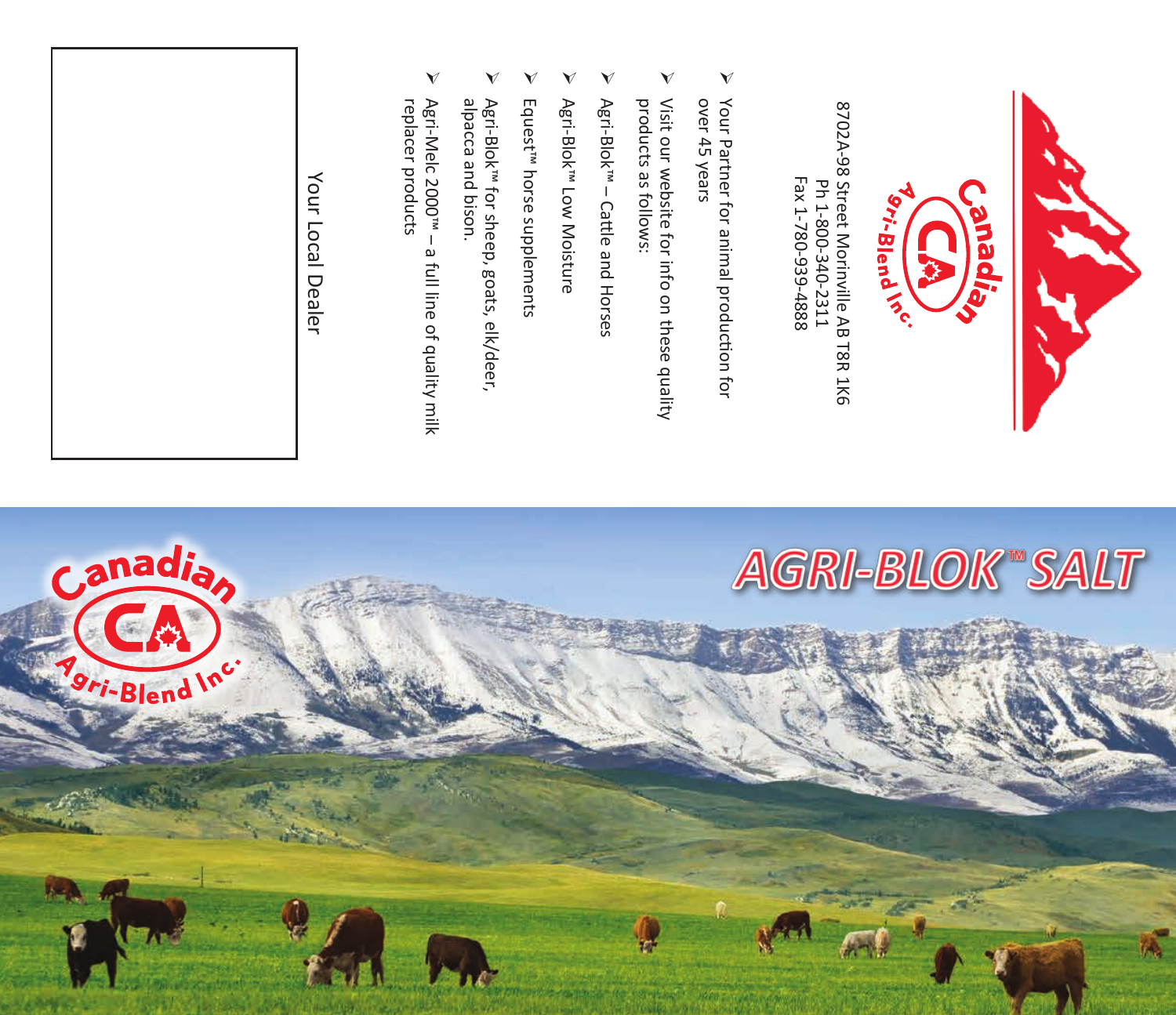Canadian CA Agri-Blend Inc.

8702A-98 Street Morinville AB T8R 1K6
Ph 1-800-340-2311
Fax 1-780-939-4888

- Your Partner for animal production for over 45 years
- Visit our website for info on these quality products as follows:
- Agri-Blok™ – Cattle and Horses
- Agri-Blok™ Low Moisture
- Equest™ horse supplements
- Agri-Blok™ for sheep, goats, elk/deer, alpacca and bison.
- Agri-Melc 2000™ – a full line of quality milk replacer products

Your Local Dealer

# AGRI-BLOK™ SALT

Canadian CA Agri-Blend Inc.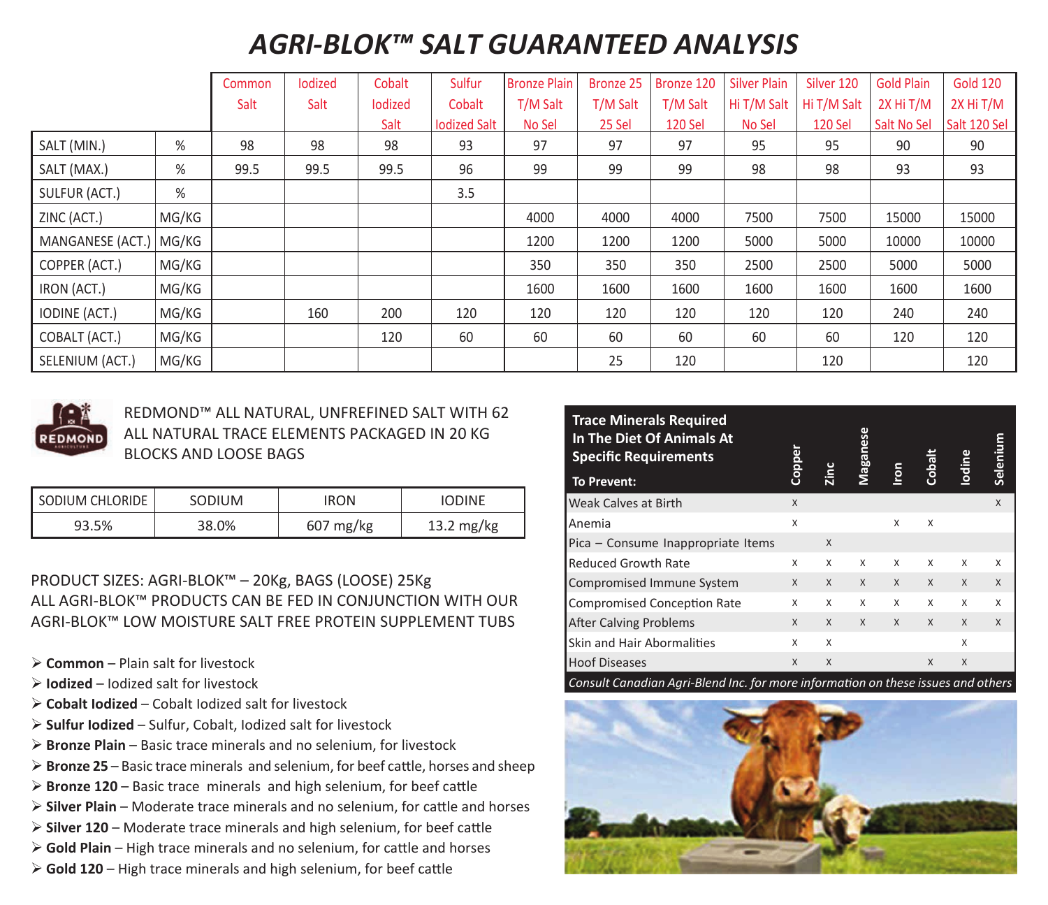# AGRI-BLOK™ SALT GUARANTEED ANALYSIS

| | | Common Salt | Iodized Salt | Cobalt Iodized Salt | Sulfur Cobalt Iodized Salt | Bronze Plain T/M Salt No Sel | Bronze 25 T/M Salt 25 Sel | Bronze 120 T/M Salt 120 Sel | Silver Plain Hi T/M Salt No Sel | Silver 120 Hi T/M Salt 120 Sel | Gold Plain 2X Hi T/M Salt No Sel | Gold 120 2X Hi T/M Salt 120 Sel |
|---|---|---|---|---|---|---|---|---|---|---|---|---|
| SALT (MIN.) | % | 98 | 98 | 98 | 93 | 97 | 97 | 97 | 95 | 95 | 90 | 90 |
| SALT (MAX.) | % | 99.5 | 99.5 | 99.5 | 96 | 99 | 99 | 99 | 98 | 98 | 93 | 93 |
| SULFUR (ACT.) | % | | | | 3.5 | | | | | | | |
| ZINC (ACT.) | MG/KG | | | | | 4000 | 4000 | 4000 | 7500 | 7500 | 15000 | 15000 |
| MANGANESE (ACT.) | MG/KG | | | | | 1200 | 1200 | 1200 | 5000 | 5000 | 10000 | 10000 |
| COPPER (ACT.) | MG/KG | | | | | 350 | 350 | 350 | 2500 | 2500 | 5000 | 5000 |
| IRON (ACT.) | MG/KG | | | | | 1600 | 1600 | 1600 | 1600 | 1600 | 1600 | 1600 |
| IODINE (ACT.) | MG/KG | | 160 | 200 | 120 | 120 | 120 | 120 | 120 | 120 | 240 | 240 |
| COBALT (ACT.) | MG/KG | | | 120 | 60 | 60 | 60 | 60 | 60 | 60 | 120 | 120 |
| SELENIUM (ACT.) | MG/KG | | | | | | 25 | 120 | | 120 | | 120 |

REDMOND™ ALL NATURAL, UNFREFINED SALT WITH 62 ALL NATURAL TRACE ELEMENTS PACKAGED IN 20 KG BLOCKS AND LOOSE BAGS

| SODIUM CHLORIDE | SODIUM | IRON | IODINE |
|---|---|---|---|
| 93.5% | 38.0% | 607 mg/kg | 13.2 mg/kg |

PRODUCT SIZES: AGRI-BLOK™ – 20Kg, BAGS (LOOSE) 25Kg
ALL AGRI-BLOK™ PRODUCTS CAN BE FED IN CONJUNCTION WITH OUR AGRI-BLOK™ LOW MOISTURE SALT FREE PROTEIN SUPPLEMENT TUBS

- **Common** – Plain salt for livestock
- **Iodized** – Iodized salt for livestock
- **Cobalt Iodized** – Cobalt Iodized salt for livestock
- **Sulfur Iodized** – Sulfur, Cobalt, Iodized salt for livestock
- **Bronze Plain** – Basic trace minerals and no selenium, for livestock
- **Bronze 25** – Basic trace minerals and selenium, for beef cattle, horses and sheep
- **Bronze 120** – Basic trace minerals and high selenium, for beef cattle
- **Silver Plain** – Moderate trace minerals and no selenium, for cattle and horses
- **Silver 120** – Moderate trace minerals and high selenium, for beef cattle
- **Gold Plain** – High trace minerals and no selenium, for cattle and horses
- **Gold 120** – High trace minerals and high selenium, for beef cattle

| Trace Minerals Required In The Diet Of Animals At Specific Requirements — To Prevent: | Copper | Zinc | Maganese | Iron | Cobalt | Iodine | Selenium |
|---|---|---|---|---|---|---|---|
| Weak Calves at Birth | x | | | | | | x |
| Anemia | x | | | x | x | | |
| Pica – Consume Inappropriate Items | | x | | | | | |
| Reduced Growth Rate | x | x | x | x | x | x | x |
| Compromised Immune System | x | x | x | x | x | x | x |
| Compromised Conception Rate | x | x | x | x | x | x | x |
| After Calving Problems | x | x | x | x | x | x | x |
| Skin and Hair Abormalities | x | x | | | | x | |
| Hoof Diseases | x | x | | | x | x | |

*Consult Canadian Agri-Blend Inc. for more information on these issues and others*